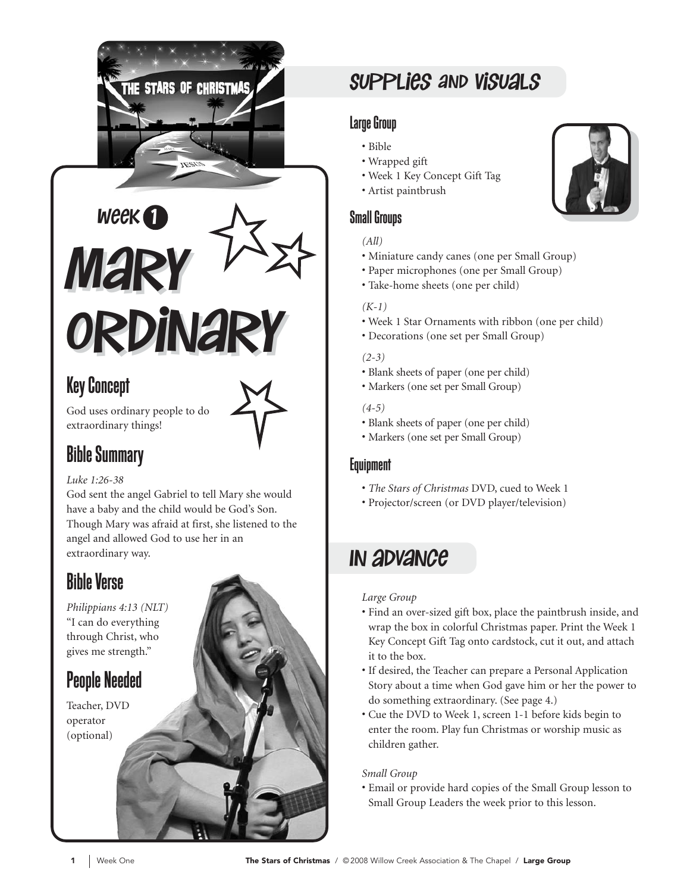# Week 1

# Mary Ordinary

## Key Concept

God uses ordinary people to do extraordinary things!

## Bible Summary

*Luke 1:26-38*

God sent the angel Gabriel to tell Mary she would have a baby and the child would be God's Son. Though Mary was afraid at first, she listened to the angel and allowed God to use her in an extraordinary way.

## Bible Verse

*Philippians 4:13 (NLT)*

"I can do everything through Christ, who gives me strength."

## People Needed

Teacher, DVD operator (optional)

## Supplies and Visuals

### Large Group

- Bible
- Wrapped gift
- Week 1 Key Concept Gift Tag
- Artist paintbrush

### Small Groups

*(All)*

- Miniature candy canes (one per Small Group)
- Paper microphones (one per Small Group)
- Take-home sheets (one per child)

*(K-1)*

- Week 1 Star Ornaments with ribbon (one per child)
- Decorations (one set per Small Group)

*(2-3)*

- Blank sheets of paper (one per child)
- Markers (one set per Small Group)

*(4-5)*

- Blank sheets of paper (one per child)
- Markers (one set per Small Group)

### Equipment

- *The Stars of Christmas* DVD, cued to Week 1
- Projector/screen (or DVD player/television)

## In Advance

*Large Group*

- Find an over-sized gift box, place the paintbrush inside, and wrap the box in colorful Christmas paper. Print the Week 1 Key Concept Gift Tag onto cardstock, cut it out, and attach it to the box.
- If desired, the Teacher can prepare a Personal Application Story about a time when God gave him or her the power to do something extraordinary. (See page 4.)
- Cue the DVD to Week 1, screen 1-1 before kids begin to enter the room. Play fun Christmas or worship music as children gather.

*Small Group*

- Email or provide hard copies of the Small Group lesson to Small Group Leaders the week prior to this lesson.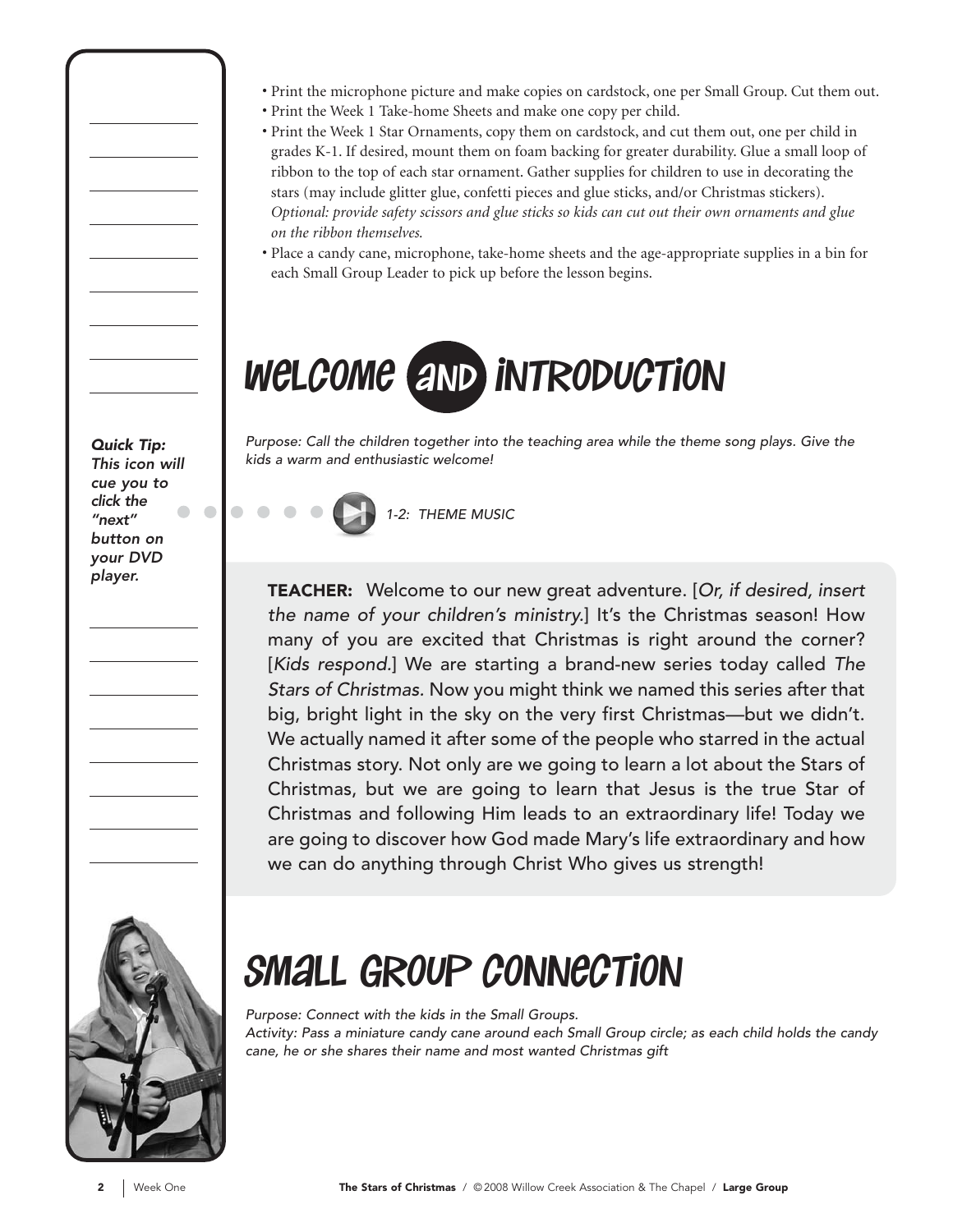- Print the microphone picture and make copies on cardstock, one per Small Group. Cut them out.
- Print the Week 1 Take-home Sheets and make one copy per child.
- Print the Week 1 Star Ornaments, copy them on cardstock, and cut them out, one per child in grades K-1. If desired, mount them on foam backing for greater durability. Glue a small loop of ribbon to the top of each star ornament. Gather supplies for children to use in decorating the stars (may include glitter glue, confetti pieces and glue sticks, and/or Christmas stickers). *Optional: provide safety scissors and glue sticks so kids can cut out their own ornaments and glue on the ribbon themselves.*
- Place a candy cane, microphone, take-home sheets and the age-appropriate supplies in a bin for each Small Group Leader to pick up before the lesson begins.

# Welcome and Introduction

*Quick Tip: This icon will cue you to click the "next" button on your DVD player.*

*Purpose: Call the children together into the teaching area while the theme song plays. Give the kids a warm and enthusiastic welcome!*

*1-2: THEME MUSIC*

**TEACHER:** Welcome to our new great adventure. [*Or, if desired, insert the name of your children's ministry.*] It's the Christmas season! How many of you are excited that Christmas is right around the corner? [*Kids respond.*] We are starting a brand-new series today called *The Stars of Christmas*. Now you might think we named this series after that big, bright light in the sky on the very first Christmas—but we didn't. We actually named it after some of the people who starred in the actual Christmas story. Not only are we going to learn a lot about the Stars of Christmas, but we are going to learn that Jesus is the true Star of Christmas and following Him leads to an extraordinary life! Today we are going to discover how God made Mary's life extraordinary and how we can do anything through Christ Who gives us strength!

# Small Group Connection

*Purpose: Connect with the kids in the Small Groups.*
*Activity: Pass a miniature candy cane around each Small Group circle; as each child holds the candy cane, he or she shares their name and most wanted Christmas gift*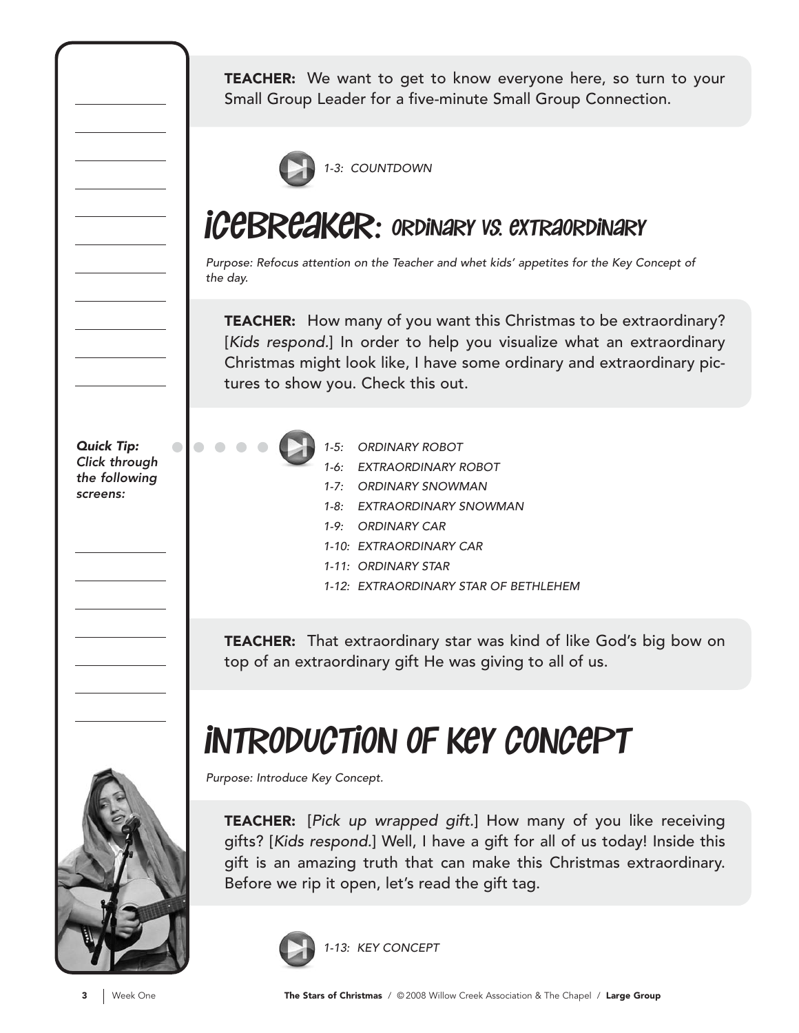**TEACHER:** We want to get to know everyone here, so turn to your Small Group Leader for a five-minute Small Group Connection.

*1-3: COUNTDOWN*

# ICEBREAKER: ORDINARY VS. EXTRAORDINARY

*Purpose: Refocus attention on the Teacher and whet kids' appetites for the Key Concept of the day.*

**TEACHER:** How many of you want this Christmas to be extraordinary? [*Kids respond*.] In order to help you visualize what an extraordinary Christmas might look like, I have some ordinary and extraordinary pictures to show you. Check this out.

***Quick Tip: Click through the following screens:***

- *1-5: ORDINARY ROBOT*
- *1-6: EXTRAORDINARY ROBOT*
- *1-7: ORDINARY SNOWMAN*
- *1-8: EXTRAORDINARY SNOWMAN*
- *1-9: ORDINARY CAR*
- *1-10: EXTRAORDINARY CAR*
- *1-11: ORDINARY STAR*
- *1-12: EXTRAORDINARY STAR OF BETHLEHEM*

**TEACHER:** That extraordinary star was kind of like God's big bow on top of an extraordinary gift He was giving to all of us.

# INTRODUCTION OF KEY CONCEPT

*Purpose: Introduce Key Concept.*

**TEACHER:** [*Pick up wrapped gift*.] How many of you like receiving gifts? [*Kids respond*.] Well, I have a gift for all of us today! Inside this gift is an amazing truth that can make this Christmas extraordinary. Before we rip it open, let's read the gift tag.

*1-13: KEY CONCEPT*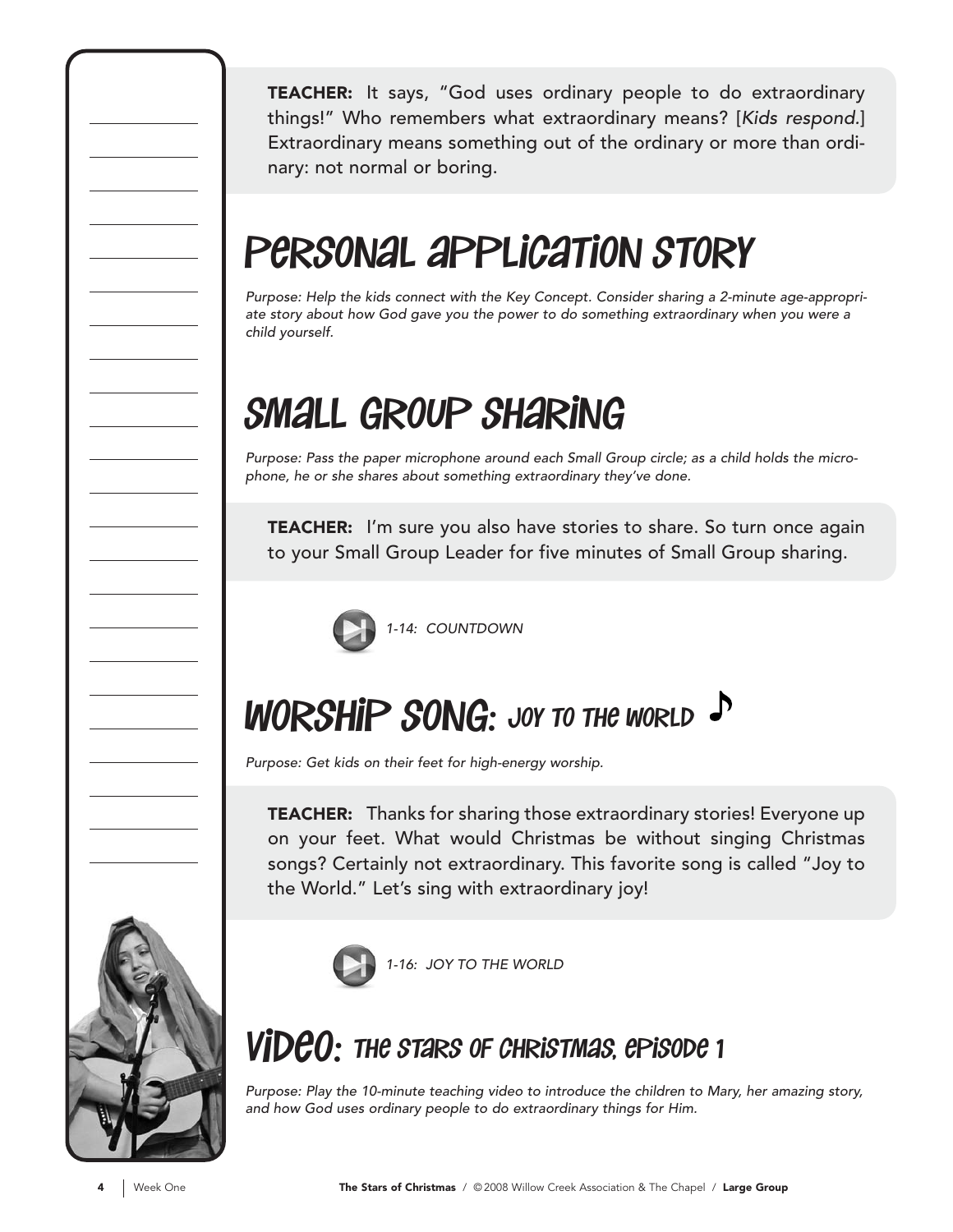**TEACHER:** It says, "God uses ordinary people to do extraordinary things!" Who remembers what extraordinary means? [*Kids respond.*] Extraordinary means something out of the ordinary or more than ordinary: not normal or boring.

## Personal Application Story

*Purpose: Help the kids connect with the Key Concept. Consider sharing a 2-minute age-appropriate story about how God gave you the power to do something extraordinary when you were a child yourself.*

## Small Group Sharing

*Purpose: Pass the paper microphone around each Small Group circle; as a child holds the microphone, he or she shares about something extraordinary they've done.*

**TEACHER:** I'm sure you also have stories to share. So turn once again to your Small Group Leader for five minutes of Small Group sharing.

*1-14: COUNTDOWN*

## Worship Song: Joy to the World

*Purpose: Get kids on their feet for high-energy worship.*

**TEACHER:** Thanks for sharing those extraordinary stories! Everyone up on your feet. What would Christmas be without singing Christmas songs? Certainly not extraordinary. This favorite song is called "Joy to the World." Let's sing with extraordinary joy!

*1-16: JOY TO THE WORLD*

## Video: The Stars of Christmas, Episode 1

*Purpose: Play the 10-minute teaching video to introduce the children to Mary, her amazing story, and how God uses ordinary people to do extraordinary things for Him.*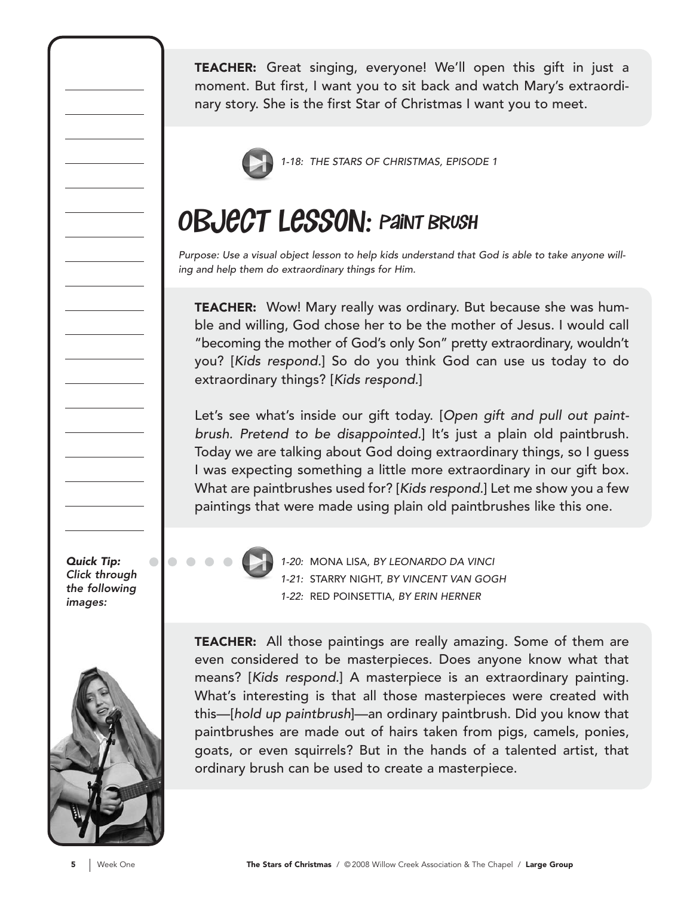**TEACHER:** Great singing, everyone! We'll open this gift in just a moment. But first, I want you to sit back and watch Mary's extraordinary story. She is the first Star of Christmas I want you to meet.

*1-18: THE STARS OF CHRISTMAS, EPISODE 1*

## OBJECT LESSON: *Paint Brush*

*Purpose: Use a visual object lesson to help kids understand that God is able to take anyone willing and help them do extraordinary things for Him.*

**TEACHER:** Wow! Mary really was ordinary. But because she was humble and willing, God chose her to be the mother of Jesus. I would call "becoming the mother of God's only Son" pretty extraordinary, wouldn't you? [*Kids respond.*] So do you think God can use us today to do extraordinary things? [*Kids respond.*]

Let's see what's inside our gift today. [*Open gift and pull out paintbrush. Pretend to be disappointed.*] It's just a plain old paintbrush. Today we are talking about God doing extraordinary things, so I guess I was expecting something a little more extraordinary in our gift box. What are paintbrushes used for? [*Kids respond.*] Let me show you a few paintings that were made using plain old paintbrushes like this one.

***Quick Tip:** Click through the following images:*

*1-20:* MONA LISA, *BY LEONARDO DA VINCI*
*1-21:* STARRY NIGHT, *BY VINCENT VAN GOGH*
*1-22:* RED POINSETTIA, *BY ERIN HERNER*

**TEACHER:** All those paintings are really amazing. Some of them are even considered to be masterpieces. Does anyone know what that means? [*Kids respond.*] A masterpiece is an extraordinary painting. What's interesting is that all those masterpieces were created with this—[*hold up paintbrush*]—an ordinary paintbrush. Did you know that paintbrushes are made out of hairs taken from pigs, camels, ponies, goats, or even squirrels? But in the hands of a talented artist, that ordinary brush can be used to create a masterpiece.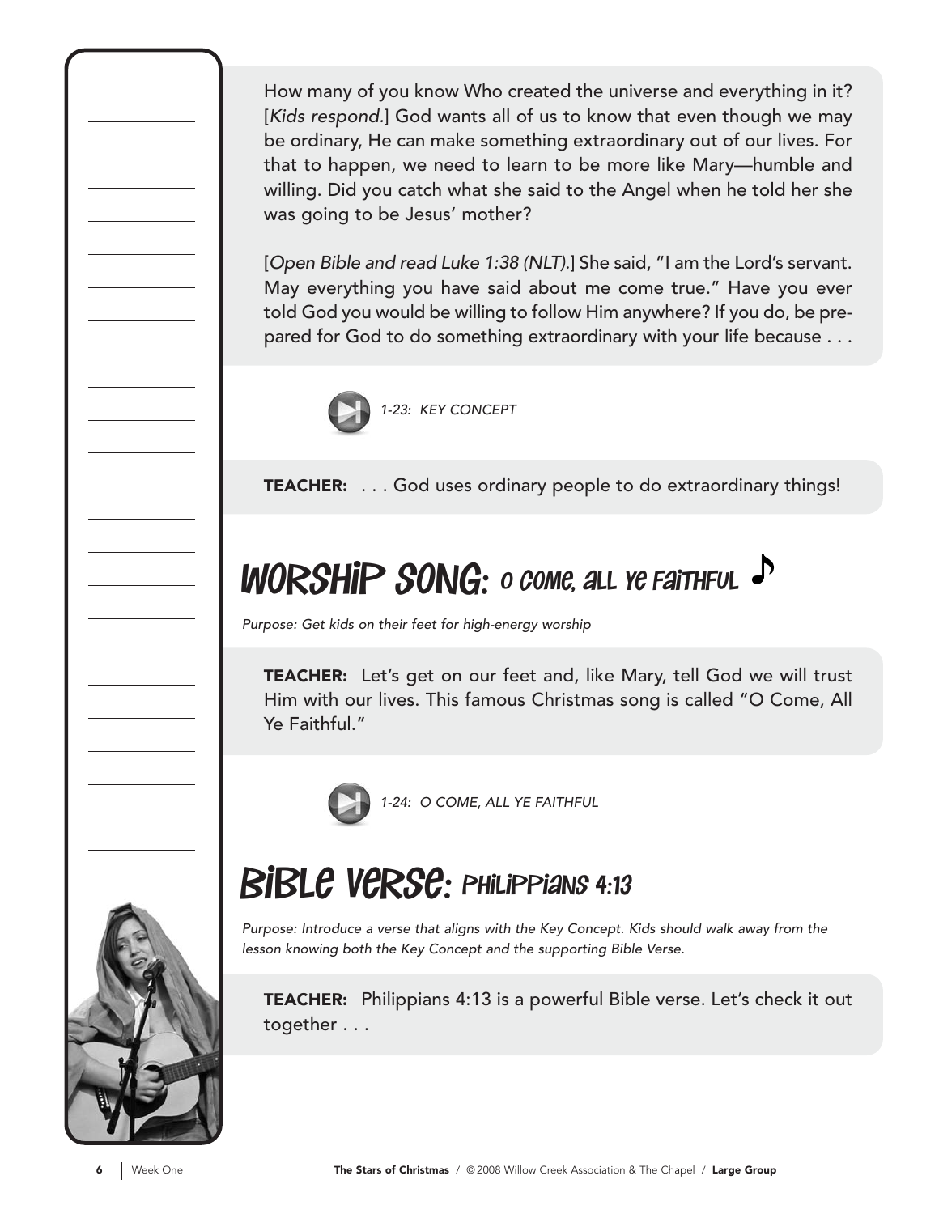How many of you know Who created the universe and everything in it? [*Kids respond.*] God wants all of us to know that even though we may be ordinary, He can make something extraordinary out of our lives. For that to happen, we need to learn to be more like Mary—humble and willing. Did you catch what she said to the Angel when he told her she was going to be Jesus' mother?

[*Open Bible and read Luke 1:38 (NLT).*] She said, "I am the Lord's servant. May everything you have said about me come true." Have you ever told God you would be willing to follow Him anywhere? If you do, be prepared for God to do something extraordinary with your life because . . .

*1-23: KEY CONCEPT*

**TEACHER:** . . . God uses ordinary people to do extraordinary things!

## WORSHIP SONG: O COME, ALL YE FAITHFUL ♪

*Purpose: Get kids on their feet for high-energy worship*

**TEACHER:** Let's get on our feet and, like Mary, tell God we will trust Him with our lives. This famous Christmas song is called "O Come, All Ye Faithful."

*1-24: O COME, ALL YE FAITHFUL*

## BIBLE VERSE: PHILIPPIANS 4:13

*Purpose: Introduce a verse that aligns with the Key Concept. Kids should walk away from the lesson knowing both the Key Concept and the supporting Bible Verse.*

**TEACHER:** Philippians 4:13 is a powerful Bible verse. Let's check it out together . . .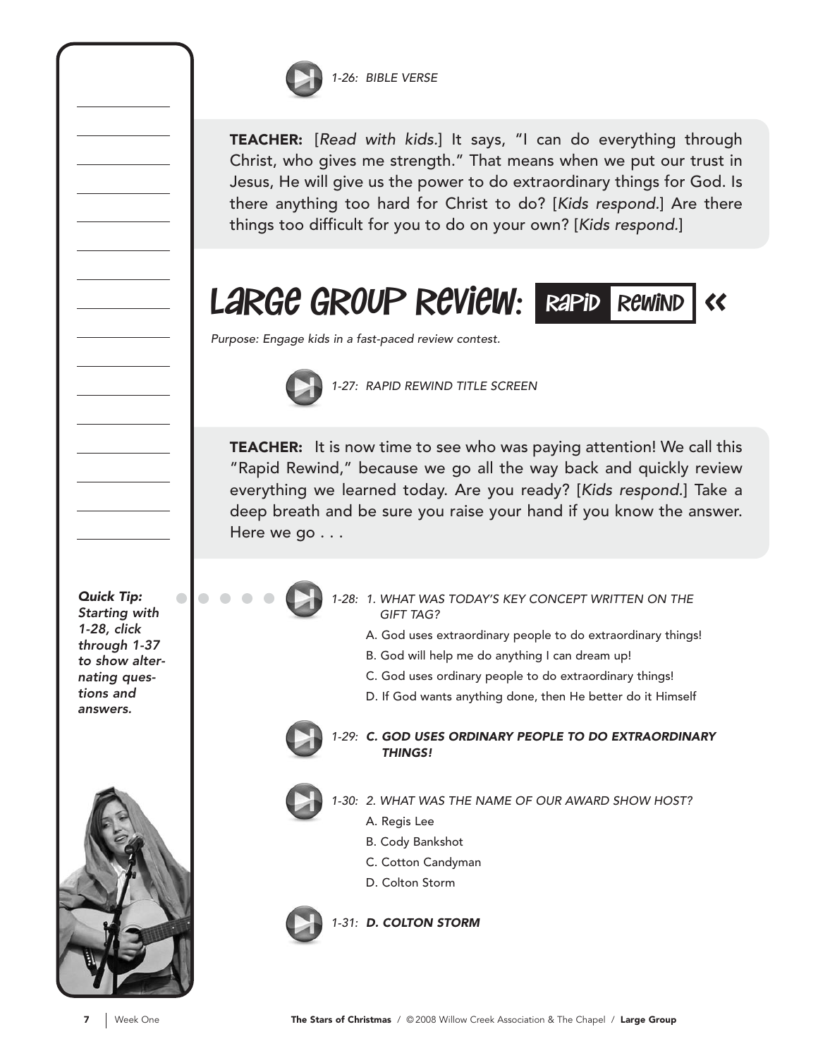*1-26: BIBLE VERSE*

**TEACHER:** [*Read with kids.*] It says, "I can do everything through Christ, who gives me strength." That means when we put our trust in Jesus, He will give us the power to do extraordinary things for God. Is there anything too hard for Christ to do? [*Kids respond.*] Are there things too difficult for you to do on your own? [*Kids respond.*]

## Large Group Review: Rapid Rewind «

*Purpose: Engage kids in a fast-paced review contest.*

*1-27: RAPID REWIND TITLE SCREEN*

**TEACHER:** It is now time to see who was paying attention! We call this "Rapid Rewind," because we go all the way back and quickly review everything we learned today. Are you ready? [*Kids respond.*] Take a deep breath and be sure you raise your hand if you know the answer. Here we go . . .

***Quick Tip:** Starting with 1-28, click through 1-37 to show alternating questions and answers.*

*1-28: 1. WHAT WAS TODAY'S KEY CONCEPT WRITTEN ON THE GIFT TAG?*

A. God uses extraordinary people to do extraordinary things!
B. God will help me do anything I can dream up!
C. God uses ordinary people to do extraordinary things!
D. If God wants anything done, then He better do it Himself

*1-29:* ***C. GOD USES ORDINARY PEOPLE TO DO EXTRAORDINARY THINGS!***

*1-30: 2. WHAT WAS THE NAME OF OUR AWARD SHOW HOST?*

A. Regis Lee
B. Cody Bankshot
C. Cotton Candyman
D. Colton Storm

*1-31:* ***D. COLTON STORM***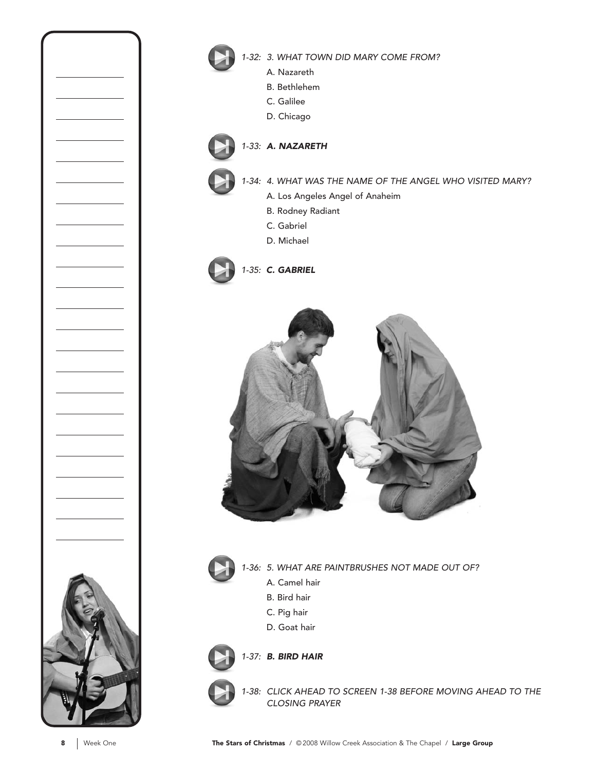*1-32: 3. WHAT TOWN DID MARY COME FROM?*

A. Nazareth
B. Bethlehem
C. Galilee
D. Chicago

*1-33:* ***A. NAZARETH***

*1-34: 4. WHAT WAS THE NAME OF THE ANGEL WHO VISITED MARY?*

A. Los Angeles Angel of Anaheim
B. Rodney Radiant
C. Gabriel
D. Michael

*1-35:* ***C. GABRIEL***

*1-36: 5. WHAT ARE PAINTBRUSHES NOT MADE OUT OF?*

A. Camel hair
B. Bird hair
C. Pig hair
D. Goat hair

*1-37:* ***B. BIRD HAIR***

*1-38: CLICK AHEAD TO SCREEN 1-38 BEFORE MOVING AHEAD TO THE CLOSING PRAYER*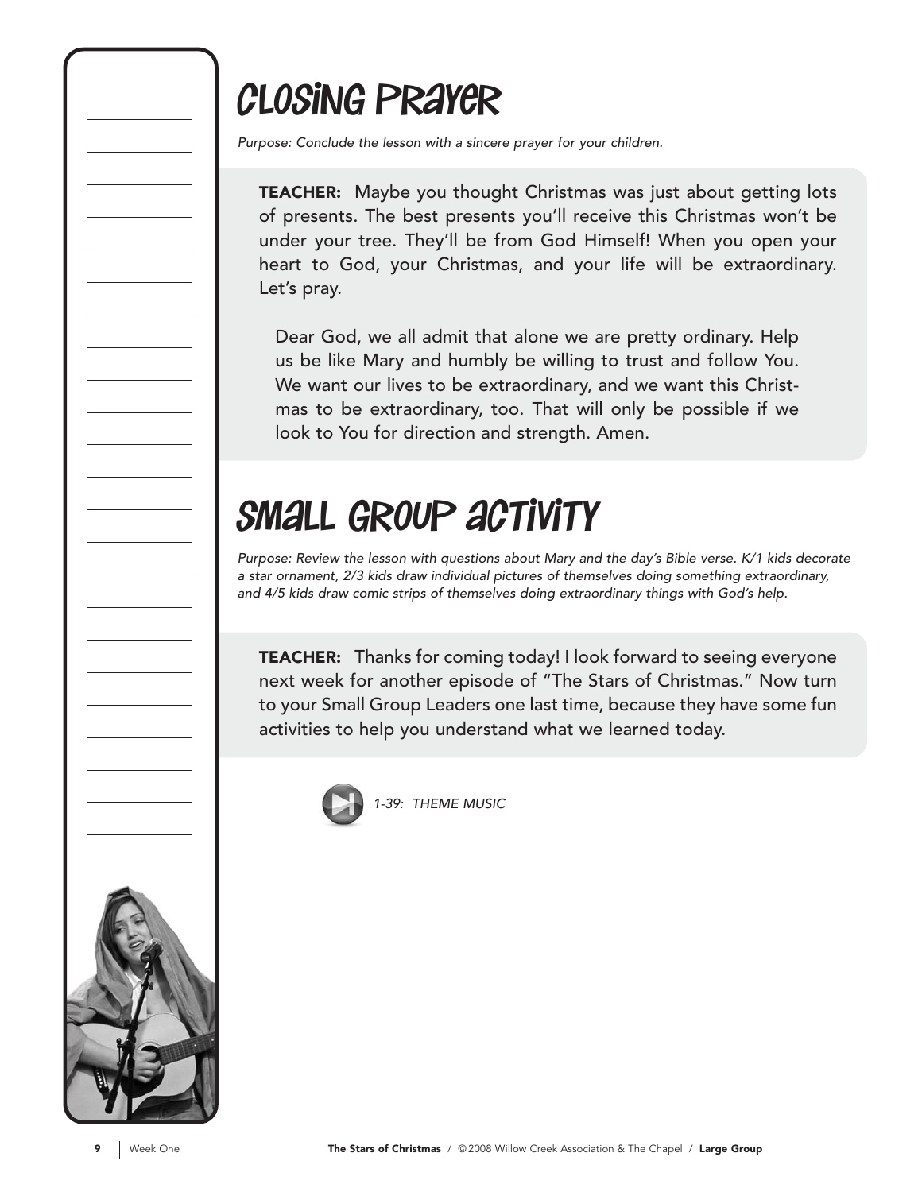# Closing Prayer

*Purpose: Conclude the lesson with a sincere prayer for your children.*

**TEACHER:** Maybe you thought Christmas was just about getting lots of presents. The best presents you'll receive this Christmas won't be under your tree. They'll be from God Himself! When you open your heart to God, your Christmas, and your life will be extraordinary. Let's pray.

Dear God, we all admit that alone we are pretty ordinary. Help us be like Mary and humbly be willing to trust and follow You. We want our lives to be extraordinary, and we want this Christmas to be extraordinary, too. That will only be possible if we look to You for direction and strength. Amen.

# Small Group Activity

*Purpose: Review the lesson with questions about Mary and the day's Bible verse. K/1 kids decorate a star ornament, 2/3 kids draw individual pictures of themselves doing something extraordinary, and 4/5 kids draw comic strips of themselves doing extraordinary things with God's help.*

**TEACHER:** Thanks for coming today! I look forward to seeing everyone next week for another episode of "The Stars of Christmas." Now turn to your Small Group Leaders one last time, because they have some fun activities to help you understand what we learned today.

*1-39: THEME MUSIC*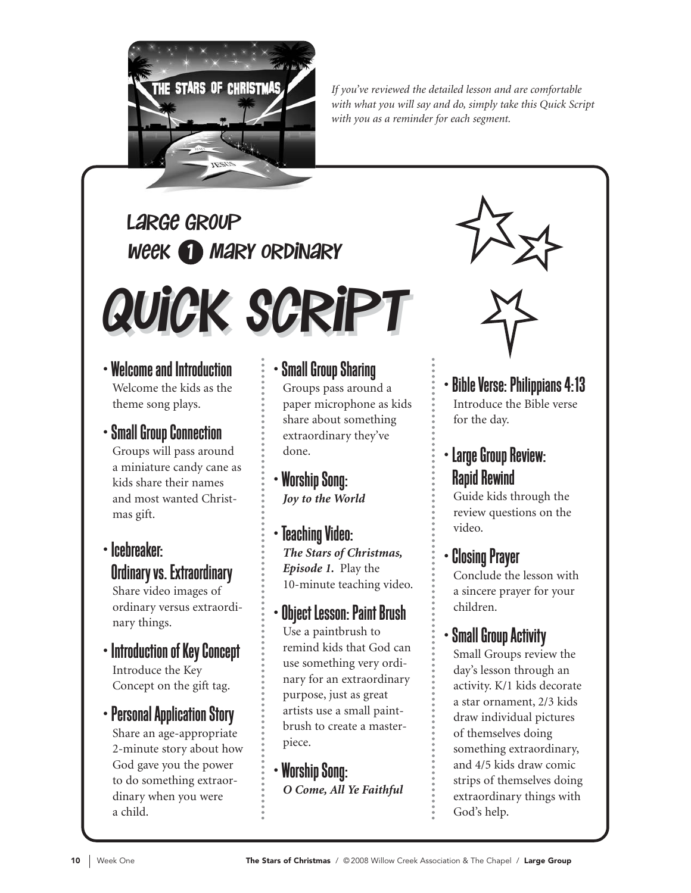*If you've reviewed the detailed lesson and are comfortable with what you will say and do, simply take this Quick Script with you as a reminder for each segment.*

## Large Group
## Week 1 Mary Ordinary

# QUICK SCRIPT

- **Welcome and Introduction**
  Welcome the kids as the theme song plays.

- **Small Group Connection**
  Groups will pass around a miniature candy cane as kids share their names and most wanted Christmas gift.

- **Icebreaker: Ordinary vs. Extraordinary**
  Share video images of ordinary versus extraordinary things.

- **Introduction of Key Concept**
  Introduce the Key Concept on the gift tag.

- **Personal Application Story**
  Share an age-appropriate 2-minute story about how God gave you the power to do something extraordinary when you were a child.

- **Small Group Sharing**
  Groups pass around a paper microphone as kids share about something extraordinary they've done.

- **Worship Song:**
  *Joy to the World*

- **Teaching Video:**
  *The Stars of Christmas, Episode 1.* Play the 10-minute teaching video.

- **Object Lesson: Paint Brush**
  Use a paintbrush to remind kids that God can use something very ordinary for an extraordinary purpose, just as great artists use a small paintbrush to create a masterpiece.

- **Worship Song:**
  *O Come, All Ye Faithful*

- **Bible Verse: Philippians 4:13**
  Introduce the Bible verse for the day.

- **Large Group Review: Rapid Rewind**
  Guide kids through the review questions on the video.

- **Closing Prayer**
  Conclude the lesson with a sincere prayer for your children.

- **Small Group Activity**
  Small Groups review the day's lesson through an activity. K/1 kids decorate a star ornament, 2/3 kids draw individual pictures of themselves doing something extraordinary, and 4/5 kids draw comic strips of themselves doing extraordinary things with God's help.